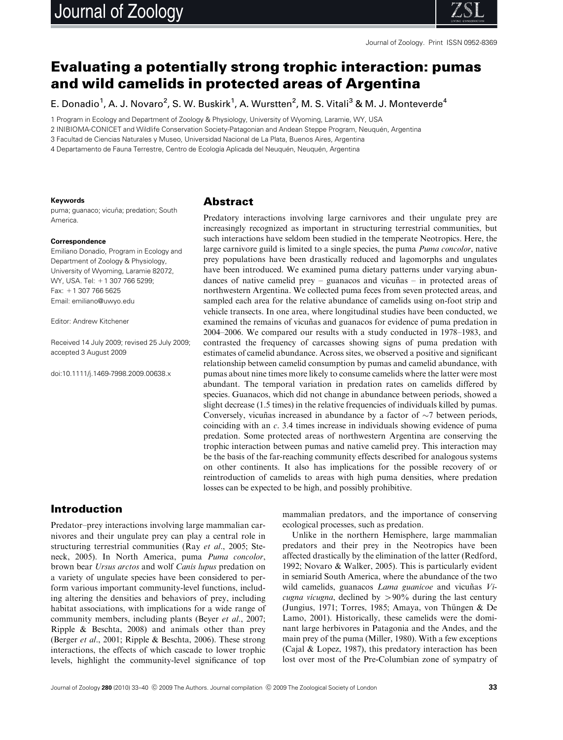# Evaluating a potentially strong trophic interaction: pumas and wild camelids in protected areas of Argentina

E. Donadio[1], A. J. Novaro[2], S. W. Buskirk[1], A. Wurstten[2], M. S. Vitali[3] & M. J. Monteverde[4]

1 Program in Ecology and Department of Zoology & Physiology, University of Wyoming, Laramie, WY, USA

2 INIBIOMA-CONICET and Wildlife Conservation Society-Patagonian and Andean Steppe Program, Neuquén, Argentina

3 Facultad de Ciencias Naturales y Museo, Universidad Nacional de La Plata, Buenos Aires, Argentina

4 Departamento de Fauna Terrestre, Centro de Ecología Aplicada del Neuquén, Neuquén, Argentina

**Keywords**

puma; guanaco; vicuña; predation; South America.

**Correspondence**

Emiliano Donadio, Program in Ecology and Department of Zoology & Physiology, University of Wyoming, Laramie 82072, WY, USA. Tel: +1 307 766 5299; Fax: +1 307 766 5625

Email: emiliano@uwyo.edu

Editor: Andrew Kitchener

Received 14 July 2009; revised 25 July 2009; accepted 3 August 2009

doi:10.1111/j.1469-7998.2009.00638.x

## Abstract

Predatory interactions involving large carnivores and their ungulate prey are increasingly recognized as important in structuring terrestrial communities, but such interactions have seldom been studied in the temperate Neotropics. Here, the large carnivore guild is limited to a single species, the puma *Puma concolor*, native prey populations have been drastically reduced and lagomorphs and ungulates have been introduced. We examined puma dietary patterns under varying abundances of native camelid prey – guanacos and vicuñas – in protected areas of northwestern Argentina. We collected puma feces from seven protected areas, and sampled each area for the relative abundance of camelids using on-foot strip and vehicle transects. In one area, where longitudinal studies have been conducted, we examined the remains of vicuñas and guanacos for evidence of puma predation in 2004–2006. We compared our results with a study conducted in 1978–1983, and contrasted the frequency of carcasses showing signs of puma predation with estimates of camelid abundance. Across sites, we observed a positive and significant relationship between camelid consumption by pumas and camelid abundance, with pumas about nine times more likely to consume camelids where the latter were most abundant. The temporal variation in predation rates on camelids differed by species. Guanacos, which did not change in abundance between periods, showed a slight decrease (1.5 times) in the relative frequencies of individuals killed by pumas. Conversely, vicuñas increased in abundance by a factor of ~7 between periods, coinciding with an *c*. 3.4 times increase in individuals showing evidence of puma predation. Some protected areas of northwestern Argentina are conserving the trophic interaction between pumas and native camelid prey. This interaction may be the basis of the far-reaching community effects described for analogous systems on other continents. It also has implications for the possible recovery of or reintroduction of camelids to areas with high puma densities, where predation losses can be expected to be high, and possibly prohibitive.

## Introduction

Predator–prey interactions involving large mammalian carnivores and their ungulate prey can play a central role in structuring terrestrial communities (Ray *et al*., 2005; Steneck, 2005). In North America, puma *Puma concolor*, brown bear *Ursus arctos* and wolf *Canis lupus* predation on a variety of ungulate species have been considered to perform various important community-level functions, including altering the densities and behaviors of prey, including habitat associations, with implications for a wide range of community members, including plants (Beyer *et al*., 2007; Ripple & Beschta, 2008) and animals other than prey (Berger *et al*., 2001; Ripple & Beschta, 2006). These strong interactions, the effects of which cascade to lower trophic levels, highlight the community-level significance of top mammalian predators, and the importance of conserving ecological processes, such as predation.

Unlike in the northern Hemisphere, large mammalian predators and their prey in the Neotropics have been affected drastically by the elimination of the latter (Redford, 1992; Novaro & Walker, 2005). This is particularly evident in semiarid South America, where the abundance of the two wild camelids, guanacos *Lama guanicoe* and vicuñas *Vicugna vicugna*, declined by >90% during the last century (Jungius, 1971; Torres, 1985; Amaya, von Thüngen & De Lamo, 2001). Historically, these camelids were the dominant large herbivores in Patagonia and the Andes, and the main prey of the puma (Miller, 1980). With a few exceptions (Cajal & Lopez, 1987), this predatory interaction has been lost over most of the Pre-Columbian zone of sympatry of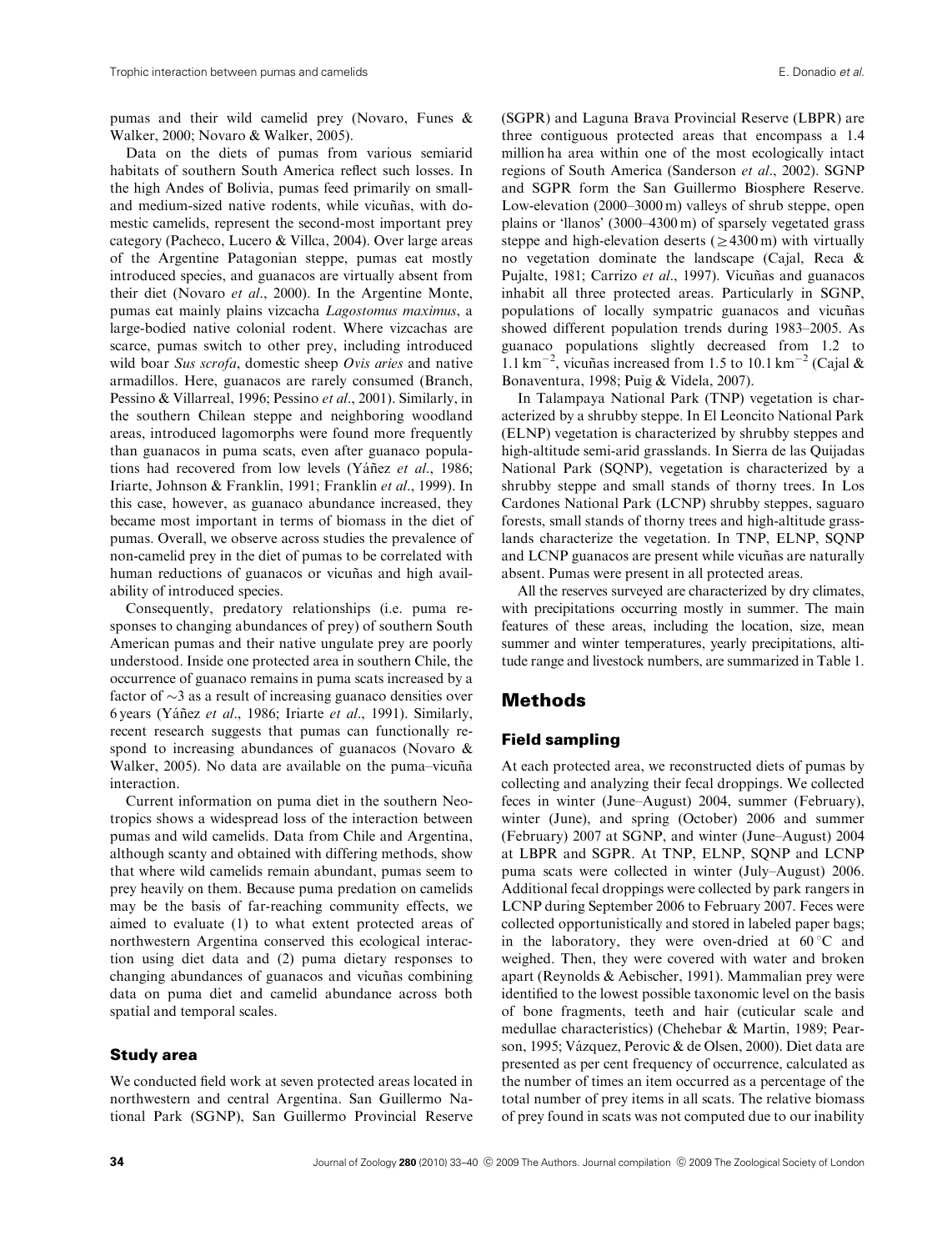pumas and their wild camelid prey (Novaro, Funes & Walker, 2000; Novaro & Walker, 2005).

Data on the diets of pumas from various semiarid habitats of southern South America reflect such losses. In the high Andes of Bolivia, pumas feed primarily on small- and medium-sized native rodents, while vicuñas, with domestic camelids, represent the second-most important prey category (Pacheco, Lucero & Villca, 2004). Over large areas of the Argentine Patagonian steppe, pumas eat mostly introduced species, and guanacos are virtually absent from their diet (Novaro *et al*., 2000). In the Argentine Monte, pumas eat mainly plains vizcacha *Lagostomus maximus*, a large-bodied native colonial rodent. Where vizcachas are scarce, pumas switch to other prey, including introduced wild boar *Sus scrofa*, domestic sheep *Ovis aries* and native armadillos. Here, guanacos are rarely consumed (Branch, Pessino & Villarreal, 1996; Pessino *et al*., 2001). Similarly, in the southern Chilean steppe and neighboring woodland areas, introduced lagomorphs were found more frequently than guanacos in puma scats, even after guanaco populations had recovered from low levels (Yáñez *et al*., 1986; Iriarte, Johnson & Franklin, 1991; Franklin *et al*., 1999). In this case, however, as guanaco abundance increased, they became most important in terms of biomass in the diet of pumas. Overall, we observe across studies the prevalence of non-camelid prey in the diet of pumas to be correlated with human reductions of guanacos or vicuñas and high availability of introduced species.

Consequently, predatory relationships (i.e. puma responses to changing abundances of prey) of southern South American pumas and their native ungulate prey are poorly understood. Inside one protected area in southern Chile, the occurrence of guanaco remains in puma scats increased by a factor of ~3 as a result of increasing guanaco densities over 6 years (Yáñez *et al*., 1986; Iriarte *et al*., 1991). Similarly, recent research suggests that pumas can functionally respond to increasing abundances of guanacos (Novaro & Walker, 2005). No data are available on the puma–vicuña interaction.

Current information on puma diet in the southern Neotropics shows a widespread loss of the interaction between pumas and wild camelids. Data from Chile and Argentina, although scanty and obtained with differing methods, show that where wild camelids remain abundant, pumas seem to prey heavily on them. Because puma predation on camelids may be the basis of far-reaching community effects, we aimed to evaluate (1) to what extent protected areas of northwestern Argentina conserved this ecological interaction using diet data and (2) puma dietary responses to changing abundances of guanacos and vicuñas combining data on puma diet and camelid abundance across both spatial and temporal scales.

### Study area

We conducted field work at seven protected areas located in northwestern and central Argentina. San Guillermo National Park (SGNP), San Guillermo Provincial Reserve (SGPR) and Laguna Brava Provincial Reserve (LBPR) are three contiguous protected areas that encompass a 1.4 million ha area within one of the most ecologically intact regions of South America (Sanderson *et al*., 2002). SGNP and SGPR form the San Guillermo Biosphere Reserve. Low-elevation (2000–3000 m) valleys of shrub steppe, open plains or 'llanos' (3000–4300 m) of sparsely vegetated grass steppe and high-elevation deserts ($\geq$4300 m) with virtually no vegetation dominate the landscape (Cajal, Reca & Pujalte, 1981; Carrizo *et al*., 1997). Vicuñas and guanacos inhabit all three protected areas. Particularly in SGNP, populations of locally sympatric guanacos and vicuñas showed different population trends during 1983–2005. As guanaco populations slightly decreased from 1.2 to 1.1 $km^{-2}$, vicuñas increased from 1.5 to 10.1 $km^{-2}$ (Cajal & Bonaventura, 1998; Puig & Videla, 2007).

In Talampaya National Park (TNP) vegetation is characterized by a shrubby steppe. In El Leoncito National Park (ELNP) vegetation is characterized by shrubby steppes and high-altitude semi-arid grasslands. In Sierra de las Quijadas National Park (SQNP), vegetation is characterized by a shrubby steppe and small stands of thorny trees. In Los Cardones National Park (LCNP) shrubby steppes, saguaro forests, small stands of thorny trees and high-altitude grasslands characterize the vegetation. In TNP, ELNP, SQNP and LCNP guanacos are present while vicuñas are naturally absent. Pumas were present in all protected areas.

All the reserves surveyed are characterized by dry climates, with precipitations occurring mostly in summer. The main features of these areas, including the location, size, mean summer and winter temperatures, yearly precipitations, altitude range and livestock numbers, are summarized in Table 1.

## Methods

### Field sampling

At each protected area, we reconstructed diets of pumas by collecting and analyzing their fecal droppings. We collected feces in winter (June–August) 2004, summer (February), winter (June), and spring (October) 2006 and summer (February) 2007 at SGNP, and winter (June–August) 2004 at LBPR and SGPR. At TNP, ELNP, SQNP and LCNP puma scats were collected in winter (July–August) 2006. Additional fecal droppings were collected by park rangers in LCNP during September 2006 to February 2007. Feces were collected opportunistically and stored in labeled paper bags; in the laboratory, they were oven-dried at 60 °C and weighed. Then, they were covered with water and broken apart (Reynolds & Aebischer, 1991). Mammalian prey were identified to the lowest possible taxonomic level on the basis of bone fragments, teeth and hair (cuticular scale and medullae characteristics) (Chehebar & Martin, 1989; Pearson, 1995; Vázquez, Perovic & de Olsen, 2000). Diet data are presented as per cent frequency of occurrence, calculated as the number of times an item occurred as a percentage of the total number of prey items in all scats. The relative biomass of prey found in scats was not computed due to our inability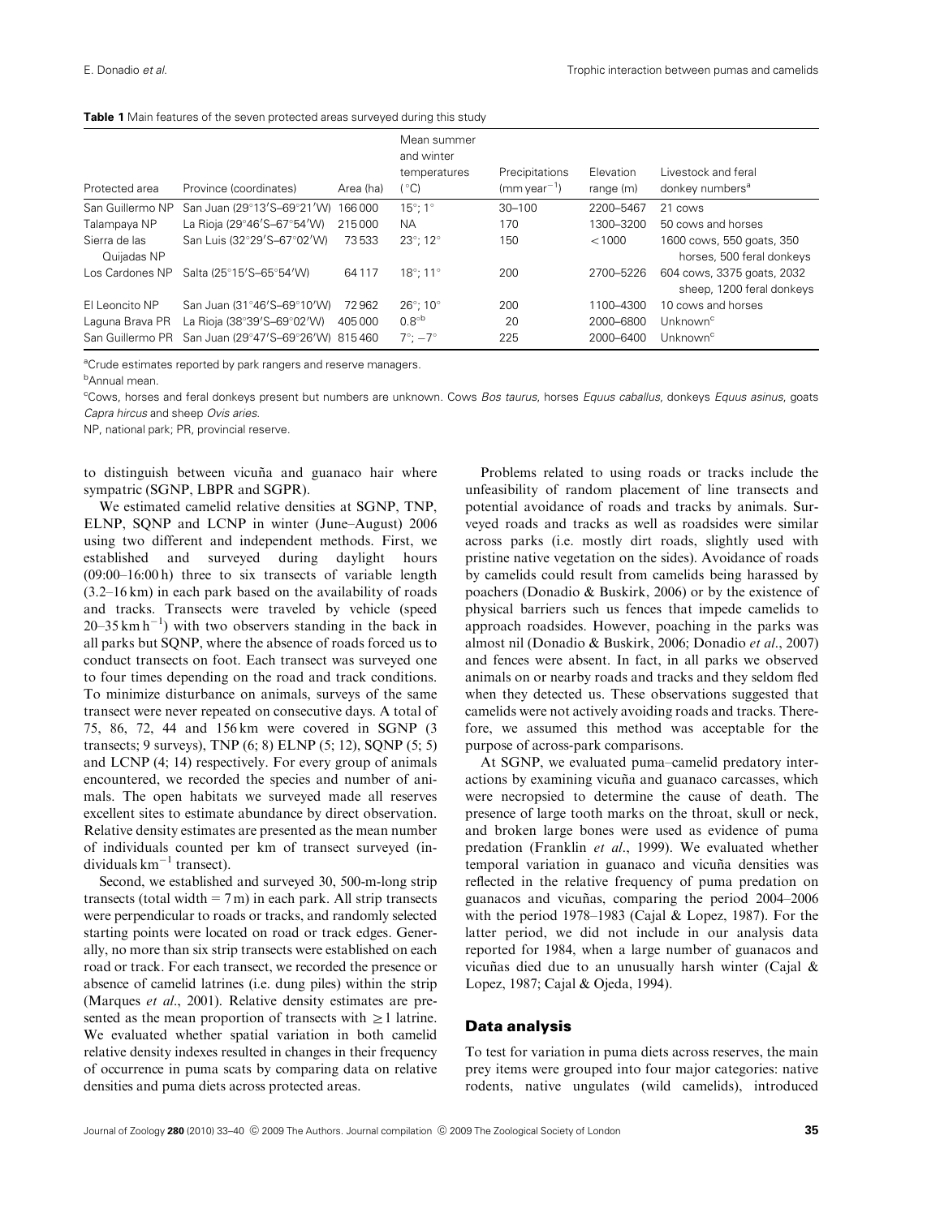**Table 1** Main features of the seven protected areas surveyed during this study

| Protected area | Province (coordinates) | Area (ha) | Mean summer and winter temperatures (°C) | Precipitations (mm year$^{-1}$) | Elevation range (m) | Livestock and feral donkey numbers[a] |
|---|---|---|---|---|---|---|
| San Guillermo NP | San Juan (29°13′S–69°21′W) | 166 000 | 15°; 1° | 30–100 | 2200–5467 | 21 cows |
| Talampaya NP | La Rioja (29°46′S–67°54′W) | 215 000 | NA | 170 | 1300–3200 | 50 cows and horses |
| Sierra de las Quijadas NP | San Luis (32°29′S–67°02′W) | 73 533 | 23°; 12° | 150 | <1000 | 1600 cows, 550 goats, 350 horses, 500 feral donkeys |
| Los Cardones NP | Salta (25°15′S–65°54′W) | 64 117 | 18°; 11° | 200 | 2700–5226 | 604 cows, 3375 goats, 2032 sheep, 1200 feral donkeys |
| El Leoncito NP | San Juan (31°46′S–69°10′W) | 72 962 | 26°; 10° | 200 | 1100–4300 | 10 cows and horses |
| Laguna Brava PR | La Rioja (38°39′S–69°02′W) | 405 000 | 0.8°[b] | 20 | 2000–6800 | Unknown[c] |
| San Guillermo PR | San Juan (29°47′S–69°26′W) | 815 460 | 7°; −7° | 225 | 2000–6400 | Unknown[c] |

[a]Crude estimates reported by park rangers and reserve managers.

[b]Annual mean.

[c]Cows, horses and feral donkeys present but numbers are unknown. Cows *Bos taurus*, horses *Equus caballus*, donkeys *Equus asinus*, goats *Capra hircus* and sheep *Ovis aries*.

NP, national park; PR, provincial reserve.

to distinguish between vicuña and guanaco hair where sympatric (SGNP, LBPR and SGPR).

We estimated camelid relative densities at SGNP, TNP, ELNP, SQNP and LCNP in winter (June–August) 2006 using two different and independent methods. First, we established and surveyed during daylight hours (09:00–16:00 h) three to six transects of variable length (3.2–16 km) in each park based on the availability of roads and tracks. Transects were traveled by vehicle (speed 20–35 km h$^{-1}$) with two observers standing in the back in all parks but SQNP, where the absence of roads forced us to conduct transects on foot. Each transect was surveyed one to four times depending on the road and track conditions. To minimize disturbance on animals, surveys of the same transect were never repeated on consecutive days. A total of 75, 86, 72, 44 and 156 km were covered in SGNP (3 transects; 9 surveys), TNP (6; 8) ELNP (5; 12), SQNP (5; 5) and LCNP (4; 14) respectively. For every group of animals encountered, we recorded the species and number of animals. The open habitats we surveyed made all reserves excellent sites to estimate abundance by direct observation. Relative density estimates are presented as the mean number of individuals counted per km of transect surveyed (individuals km$^{-1}$ transect).

Second, we established and surveyed 30, 500-m-long strip transects (total width = 7 m) in each park. All strip transects were perpendicular to roads or tracks, and randomly selected starting points were located on road or track edges. Generally, no more than six strip transects were established on each road or track. For each transect, we recorded the presence or absence of camelid latrines (i.e. dung piles) within the strip (Marques *et al*., 2001). Relative density estimates are presented as the mean proportion of transects with $\geq 1$ latrine. We evaluated whether spatial variation in both camelid relative density indexes resulted in changes in their frequency of occurrence in puma scats by comparing data on relative densities and puma diets across protected areas.

Problems related to using roads or tracks include the unfeasibility of random placement of line transects and potential avoidance of roads and tracks by animals. Surveyed roads and tracks as well as roadsides were similar across parks (i.e. mostly dirt roads, slightly used with pristine native vegetation on the sides). Avoidance of roads by camelids could result from camelids being harassed by poachers (Donadio & Buskirk, 2006) or by the existence of physical barriers such us fences that impede camelids to approach roadsides. However, poaching in the parks was almost nil (Donadio & Buskirk, 2006; Donadio *et al*., 2007) and fences were absent. In fact, in all parks we observed animals on or nearby roads and tracks and they seldom fled when they detected us. These observations suggested that camelids were not actively avoiding roads and tracks. Therefore, we assumed this method was acceptable for the purpose of across-park comparisons.

At SGNP, we evaluated puma–camelid predatory interactions by examining vicuña and guanaco carcasses, which were necropsied to determine the cause of death. The presence of large tooth marks on the throat, skull or neck, and broken large bones were used as evidence of puma predation (Franklin *et al*., 1999). We evaluated whether temporal variation in guanaco and vicuña densities was reflected in the relative frequency of puma predation on guanacos and vicuñas, comparing the period 2004–2006 with the period 1978–1983 (Cajal & Lopez, 1987). For the latter period, we did not include in our analysis data reported for 1984, when a large number of guanacos and vicuñas died due to an unusually harsh winter (Cajal & Lopez, 1987; Cajal & Ojeda, 1994).

## Data analysis

To test for variation in puma diets across reserves, the main prey items were grouped into four major categories: native rodents, native ungulates (wild camelids), introduced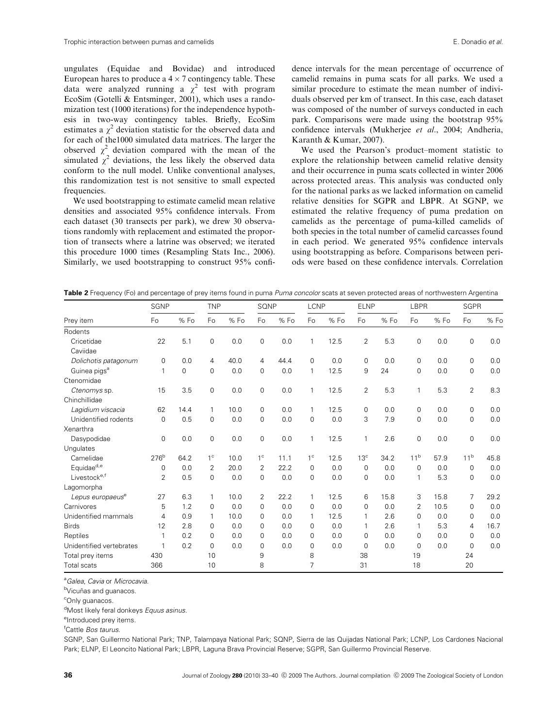ungulates (Equidae and Bovidae) and introduced European hares to produce a $4 \times 7$ contingency table. These data were analyzed running a $\chi^2$ test with program EcoSim (Gotelli & Entsminger, 2001), which uses a randomization test (1000 iterations) for the independence hypothesis in two-way contingency tables. Briefly, EcoSim estimates a $\chi^2$ deviation statistic for the observed data and for each of the1000 simulated data matrices. The larger the observed $\chi^2$ deviation compared with the mean of the simulated $\chi^2$ deviations, the less likely the observed data conform to the null model. Unlike conventional analyses, this randomization test is not sensitive to small expected frequencies.

We used bootstrapping to estimate camelid mean relative densities and associated 95% confidence intervals. From each dataset (30 transects per park), we drew 30 observations randomly with replacement and estimated the proportion of transects where a latrine was observed; we iterated this procedure 1000 times (Resampling Stats Inc., 2006). Similarly, we used bootstrapping to construct 95% confidence intervals for the mean percentage of occurrence of camelid remains in puma scats for all parks. We used a similar procedure to estimate the mean number of individuals observed per km of transect. In this case, each dataset was composed of the number of surveys conducted in each park. Comparisons were made using the bootstrap 95% confidence intervals (Mukherjee *et al*., 2004; Andheria, Karanth & Kumar, 2007).

We used the Pearson's product–moment statistic to explore the relationship between camelid relative density and their occurrence in puma scats collected in winter 2006 across protected areas. This analysis was conducted only for the national parks as we lacked information on camelid relative densities for SGPR and LBPR. At SGNP, we estimated the relative frequency of puma predation on camelids as the percentage of puma-killed camelids of both species in the total number of camelid carcasses found in each period. We generated 95% confidence intervals using bootstrapping as before. Comparisons between periods were based on these confidence intervals. Correlation

**Table 2** Frequency (Fo) and percentage of prey items found in puma *Puma concolor* scats at seven protected areas of northwestern Argentina

| | SGNP | | TNP | | SQNP | | LCNP | | ELNP | | LBPR | | SGPR | |
|---|---|---|---|---|---|---|---|---|---|---|---|---|---|---|
| Prey item | Fo | % Fo | Fo | % Fo | Fo | % Fo | Fo | % Fo | Fo | % Fo | Fo | % Fo | Fo | % Fo |
| Rodents | | | | | | | | | | | | | | |
| Cricetidae | 22 | 5.1 | 0 | 0.0 | 0 | 0.0 | 1 | 12.5 | 2 | 5.3 | 0 | 0.0 | 0 | 0.0 |
| Caviidae | | | | | | | | | | | | | | |
| *Dolichotis patagonum* | 0 | 0.0 | 4 | 40.0 | 4 | 44.4 | 0 | 0.0 | 0 | 0.0 | 0 | 0.0 | 0 | 0.0 |
| Guinea pigs[a] | 1 | 0 | 0 | 0.0 | 0 | 0.0 | 1 | 12.5 | 9 | 24 | 0 | 0.0 | 0 | 0.0 |
| Ctenomidae | | | | | | | | | | | | | | |
| *Ctenomys* sp. | 15 | 3.5 | 0 | 0.0 | 0 | 0.0 | 1 | 12.5 | 2 | 5.3 | 1 | 5.3 | 2 | 8.3 |
| Chinchillidae | | | | | | | | | | | | | | |
| *Lagidium viscacia* | 62 | 14.4 | 1 | 10.0 | 0 | 0.0 | 1 | 12.5 | 0 | 0.0 | 0 | 0.0 | 0 | 0.0 |
| Unidentified rodents | 0 | 0.5 | 0 | 0.0 | 0 | 0.0 | 0 | 0.0 | 3 | 7.9 | 0 | 0.0 | 0 | 0.0 |
| Xenarthra | | | | | | | | | | | | | | |
| Dasypodidae | 0 | 0.0 | 0 | 0.0 | 0 | 0.0 | 1 | 12.5 | 1 | 2.6 | 0 | 0.0 | 0 | 0.0 |
| Ungulates | | | | | | | | | | | | | | |
| Camelidae | 276[b] | 64.2 | 1[c] | 10.0 | 1[c] | 11.1 | 1[c] | 12.5 | 13[c] | 34.2 | 11[b] | 57.9 | 11[b] | 45.8 |
| Equidae[d,e] | 0 | 0.0 | 2 | 20.0 | 2 | 22.2 | 0 | 0.0 | 0 | 0.0 | 0 | 0.0 | 0 | 0.0 |
| Livestock[e,f] | 2 | 0.5 | 0 | 0.0 | 0 | 0.0 | 0 | 0.0 | 0 | 0.0 | 1 | 5.3 | 0 | 0.0 |
| Lagomorpha | | | | | | | | | | | | | | |
| *Lepus europaeus*[e] | 27 | 6.3 | 1 | 10.0 | 2 | 22.2 | 1 | 12.5 | 6 | 15.8 | 3 | 15.8 | 7 | 29.2 |
| Carnivores | 5 | 1.2 | 0 | 0.0 | 0 | 0.0 | 0 | 0.0 | 0 | 0.0 | 2 | 10.5 | 0 | 0.0 |
| Unidentified mammals | 4 | 0.9 | 1 | 10.0 | 0 | 0.0 | 1 | 12.5 | 1 | 2.6 | 0 | 0.0 | 0 | 0.0 |
| Birds | 12 | 2.8 | 0 | 0.0 | 0 | 0.0 | 0 | 0.0 | 1 | 2.6 | 1 | 5.3 | 4 | 16.7 |
| Reptiles | 1 | 0.2 | 0 | 0.0 | 0 | 0.0 | 0 | 0.0 | 0 | 0.0 | 0 | 0.0 | 0 | 0.0 |
| Unidentified vertebrates | 1 | 0.2 | 0 | 0.0 | 0 | 0.0 | 0 | 0.0 | 0 | 0.0 | 0 | 0.0 | 0 | 0.0 |
| Total prey items | 430 | | 10 | | 9 | | 8 | | 38 | | 19 | | 24 | |
| Total scats | 366 | | 10 | | 8 | | 7 | | 31 | | 18 | | 20 | |

[a] *Galea*, *Cavia* or *Microcavia*.

[b] Vicuñas and guanacos.

[c] Only guanacos.

[d] Most likely feral donkeys *Equus asinus*.

[e] Introduced prey items.

[f] Cattle *Bos taurus*.

SGNP, San Guillermo National Park; TNP, Talampaya National Park; SQNP, Sierra de las Quijadas National Park; LCNP, Los Cardones Nacional Park; ELNP, El Leoncito National Park; LBPR, Laguna Brava Provincial Reserve; SGPR, San Guillermo Provincial Reserve.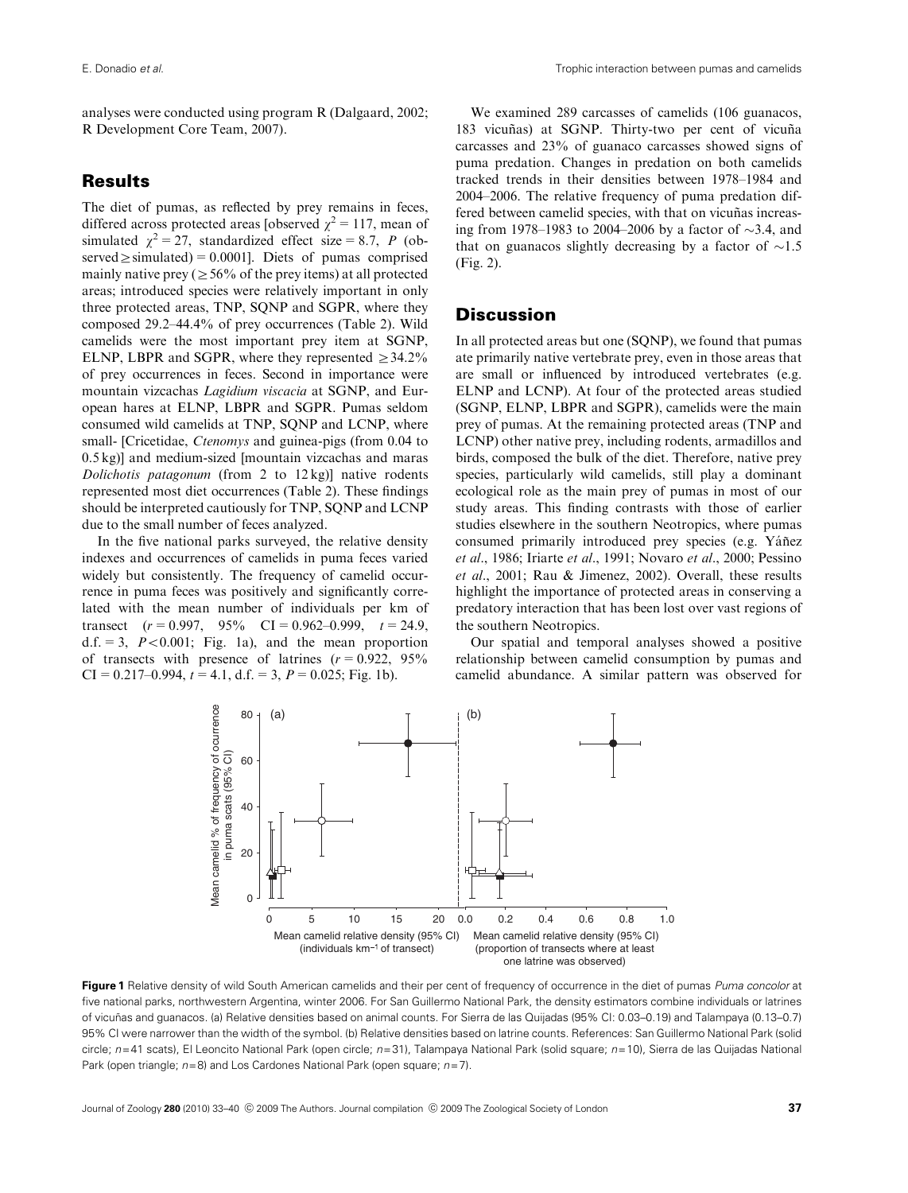analyses were conducted using program R (Dalgaard, 2002; R Development Core Team, 2007).

## Results

The diet of pumas, as reflected by prey remains in feces, differed across protected areas [observed $\chi^2 = 117$, mean of simulated $\chi^2 = 27$, standardized effect size = 8.7, $P$ (observed $\geq$ simulated) = 0.0001]. Diets of pumas comprised mainly native prey ($\geq 56\%$ of the prey items) at all protected areas; introduced species were relatively important in only three protected areas, TNP, SQNP and SGPR, where they composed 29.2–44.4% of prey occurrences (Table 2). Wild camelids were the most important prey item at SGNP, ELNP, LBPR and SGPR, where they represented $\geq 34.2\%$ of prey occurrences in feces. Second in importance were mountain vizcachas *Lagidium viscacia* at SGNP, and European hares at ELNP, LBPR and SGPR. Pumas seldom consumed wild camelids at TNP, SQNP and LCNP, where small- [Cricetidae, *Ctenomys* and guinea-pigs (from 0.04 to 0.5 kg)] and medium-sized [mountain vizcachas and maras *Dolichotis patagonum* (from 2 to 12 kg)] native rodents represented most diet occurrences (Table 2). These findings should be interpreted cautiously for TNP, SQNP and LCNP due to the small number of feces analyzed.

In the five national parks surveyed, the relative density indexes and occurrences of camelids in puma feces varied widely but consistently. The frequency of camelid occurrence in puma feces was positively and significantly correlated with the mean number of individuals per km of transect ($r = 0.997$, 95% CI = 0.962–0.999, $t = 24.9$, d.f. = 3, $P < 0.001$; Fig. 1a), and the mean proportion of transects with presence of latrines ($r = 0.922$, 95% CI = 0.217–0.994, $t = 4.1$, d.f. = 3, $P = 0.025$; Fig. 1b).

We examined 289 carcasses of camelids (106 guanacos, 183 vicuñas) at SGNP. Thirty-two per cent of vicuña carcasses and 23% of guanaco carcasses showed signs of puma predation. Changes in predation on both camelids tracked trends in their densities between 1978–1984 and 2004–2006. The relative frequency of puma predation differed between camelid species, with that on vicuñas increasing from 1978–1983 to 2004–2006 by a factor of ~3.4, and that on guanacos slightly decreasing by a factor of ~1.5 (Fig. 2).

## Discussion

In all protected areas but one (SQNP), we found that pumas ate primarily native vertebrate prey, even in those areas that are small or influenced by introduced vertebrates (e.g. ELNP and LCNP). At four of the protected areas studied (SGNP, ELNP, LBPR and SGPR), camelids were the main prey of pumas. At the remaining protected areas (TNP and LCNP) other native prey, including rodents, armadillos and birds, composed the bulk of the diet. Therefore, native prey species, particularly wild camelids, still play a dominant ecological role as the main prey of pumas in most of our study areas. This finding contrasts with those of earlier studies elsewhere in the southern Neotropics, where pumas consumed primarily introduced prey species (e.g. Yáñez *et al*., 1986; Iriarte *et al*., 1991; Novaro *et al*., 2000; Pessino *et al*., 2001; Rau & Jimenez, 2002). Overall, these results highlight the importance of protected areas in conserving a predatory interaction that has been lost over vast regions of the southern Neotropics.

Our spatial and temporal analyses showed a positive relationship between camelid consumption by pumas and camelid abundance. A similar pattern was observed for

**Figure 1** Relative density of wild South American camelids and their per cent of frequency of occurrence in the diet of pumas *Puma concolor* at five national parks, northwestern Argentina, winter 2006. For San Guillermo National Park, the density estimators combine individuals or latrines of vicuñas and guanacos. (a) Relative densities based on animal counts. For Sierra de las Quijadas (95% CI: 0.03–0.19) and Talampaya (0.13–0.7) 95% CI were narrower than the width of the symbol. (b) Relative densities based on latrine counts. References: San Guillermo National Park (solid circle; $n = 41$ scats), El Leoncito National Park (open circle; $n = 31$), Talampaya National Park (solid square; $n = 10$), Sierra de las Quijadas National Park (open triangle; $n = 8$) and Los Cardones National Park (open square; $n = 7$).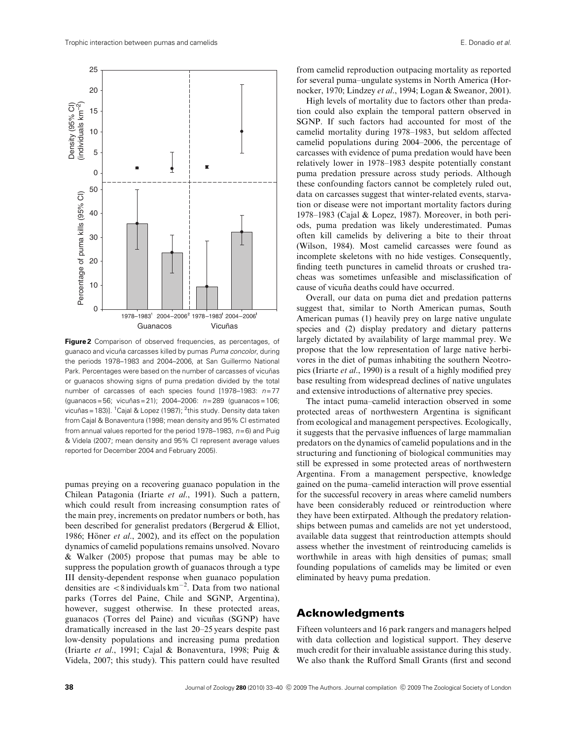Figure 2 Comparison of observed frequencies, as percentages, of guanaco and vicuña carcasses killed by pumas *Puma concolor*, during the periods 1978–1983 and 2004–2006, at San Guillermo National Park. Percentages were based on the number of carcasses of vicuñas or guanacos showing signs of puma predation divided by the total number of carcasses of each species found [1978–1983: $n=77$ (guanacos = 56; vicuñas = 21); 2004–2006: $n=289$ (guanacos = 106; vicuñas = 183)]. [1]Cajal & Lopez (1987); [2]this study. Density data taken from Cajal & Bonaventura (1998; mean density and 95% CI estimated from annual values reported for the period 1978–1983, $n=6$) and Puig & Videla (2007; mean density and 95% CI represent average values reported for December 2004 and February 2005).

pumas preying on a recovering guanaco population in the Chilean Patagonia (Iriarte *et al*., 1991). Such a pattern, which could result from increasing consumption rates of the main prey, increments on predator numbers or both, has been described for generalist predators (Bergerud & Elliot, 1986; Höner *et al*., 2002), and its effect on the population dynamics of camelid populations remains unsolved. Novaro & Walker (2005) propose that pumas may be able to suppress the population growth of guanacos through a type III density-dependent response when guanaco population densities are $<8$ individuals km$^{-2}$. Data from two national parks (Torres del Paine, Chile and SGNP, Argentina), however, suggest otherwise. In these protected areas, guanacos (Torres del Paine) and vicuñas (SGNP) have dramatically increased in the last 20–25 years despite past low-density populations and increasing puma predation (Iriarte *et al*., 1991; Cajal & Bonaventura, 1998; Puig & Videla, 2007; this study). This pattern could have resulted from camelid reproduction outpacing mortality as reported for several puma–ungulate systems in North America (Hornocker, 1970; Lindzey *et al*., 1994; Logan & Sweanor, 2001).

High levels of mortality due to factors other than predation could also explain the temporal pattern observed in SGNP. If such factors had accounted for most of the camelid mortality during 1978–1983, but seldom affected camelid populations during 2004–2006, the percentage of carcasses with evidence of puma predation would have been relatively lower in 1978–1983 despite potentially constant puma predation pressure across study periods. Although these confounding factors cannot be completely ruled out, data on carcasses suggest that winter-related events, starvation or disease were not important mortality factors during 1978–1983 (Cajal & Lopez, 1987). Moreover, in both periods, puma predation was likely underestimated. Pumas often kill camelids by delivering a bite to their throat (Wilson, 1984). Most camelid carcasses were found as incomplete skeletons with no hide vestiges. Consequently, finding teeth punctures in camelid throats or crushed tracheas was sometimes unfeasible and misclassification of cause of vicuña deaths could have occurred.

Overall, our data on puma diet and predation patterns suggest that, similar to North American pumas, South American pumas (1) heavily prey on large native ungulate species and (2) display predatory and dietary patterns largely dictated by availability of large mammal prey. We propose that the low representation of large native herbivores in the diet of pumas inhabiting the southern Neotropics (Iriarte *et al*., 1990) is a result of a highly modified prey base resulting from widespread declines of native ungulates and extensive introductions of alternative prey species.

The intact puma–camelid interaction observed in some protected areas of northwestern Argentina is significant from ecological and management perspectives. Ecologically, it suggests that the pervasive influences of large mammalian predators on the dynamics of camelid populations and in the structuring and functioning of biological communities may still be expressed in some protected areas of northwestern Argentina. From a management perspective, knowledge gained on the puma–camelid interaction will prove essential for the successful recovery in areas where camelid numbers have been considerably reduced or reintroduction where they have been extirpated. Although the predatory relationships between pumas and camelids are not yet understood, available data suggest that reintroduction attempts should assess whether the investment of reintroducing camelids is worthwhile in areas with high densities of pumas; small founding populations of camelids may be limited or even eliminated by heavy puma predation.

## Acknowledgments

Fifteen volunteers and 16 park rangers and managers helped with data collection and logistical support. They deserve much credit for their invaluable assistance during this study. We also thank the Rufford Small Grants (first and second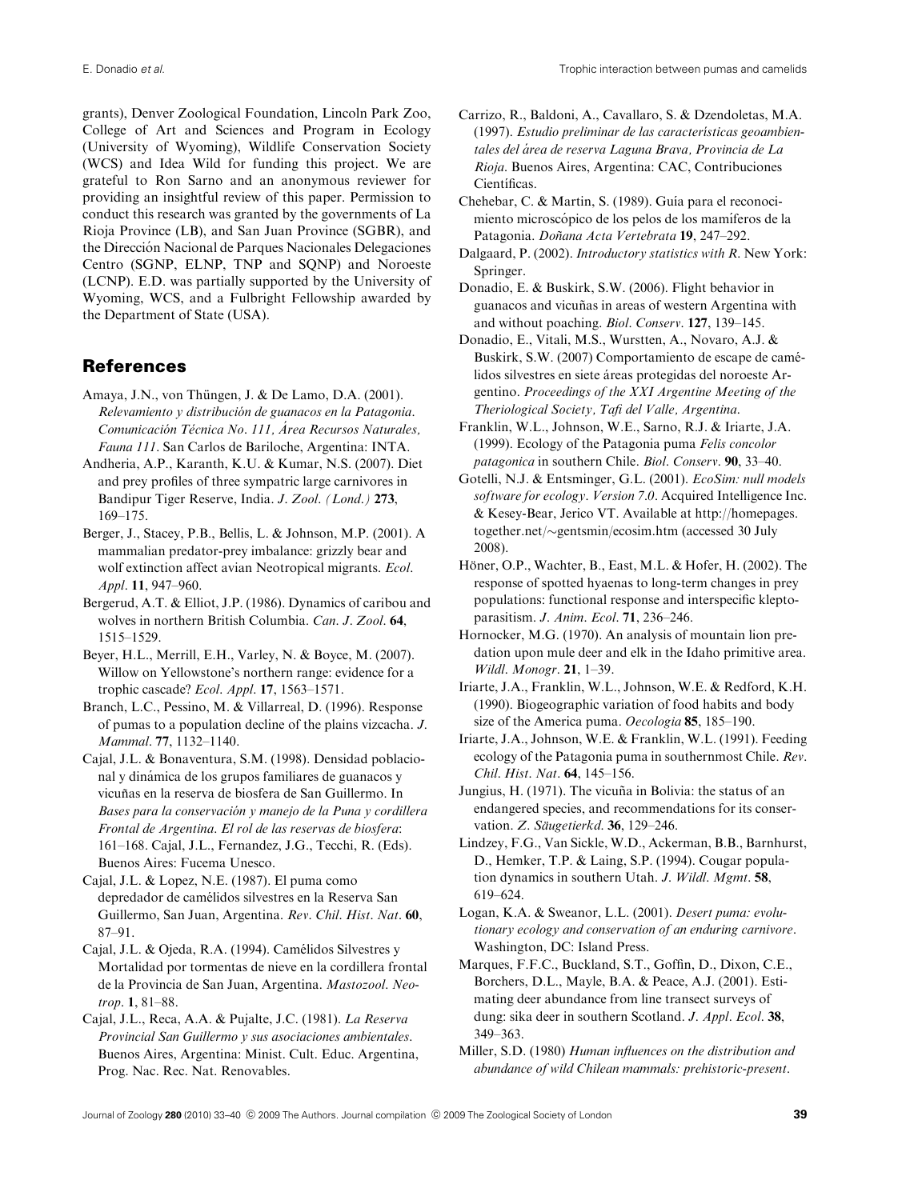grants), Denver Zoological Foundation, Lincoln Park Zoo, College of Art and Sciences and Program in Ecology (University of Wyoming), Wildlife Conservation Society (WCS) and Idea Wild for funding this project. We are grateful to Ron Sarno and an anonymous reviewer for providing an insightful review of this paper. Permission to conduct this research was granted by the governments of La Rioja Province (LB), and San Juan Province (SGBR), and the Dirección Nacional de Parques Nacionales Delegaciones Centro (SGNP, ELNP, TNP and SQNP) and Noroeste (LCNP). E.D. was partially supported by the University of Wyoming, WCS, and a Fulbright Fellowship awarded by the Department of State (USA).

## References

Amaya, J.N., von Thüngen, J. & De Lamo, D.A. (2001). *Relevamiento y distribución de guanacos en la Patagonia. Comunicación Técnica No. 111, Área Recursos Naturales, Fauna 111*. San Carlos de Bariloche, Argentina: INTA.

Andheria, A.P., Karanth, K.U. & Kumar, N.S. (2007). Diet and prey profiles of three sympatric large carnivores in Bandipur Tiger Reserve, India. *J. Zool. (Lond.)* **273**, 169–175.

Berger, J., Stacey, P.B., Bellis, L. & Johnson, M.P. (2001). A mammalian predator-prey imbalance: grizzly bear and wolf extinction affect avian Neotropical migrants. *Ecol. Appl.* **11**, 947–960.

Bergerud, A.T. & Elliot, J.P. (1986). Dynamics of caribou and wolves in northern British Columbia. *Can. J. Zool.* **64**, 1515–1529.

Beyer, H.L., Merrill, E.H., Varley, N. & Boyce, M. (2007). Willow on Yellowstone's northern range: evidence for a trophic cascade? *Ecol. Appl.* **17**, 1563–1571.

Branch, L.C., Pessino, M. & Villarreal, D. (1996). Response of pumas to a population decline of the plains vizcacha. *J. Mammal.* **77**, 1132–1140.

Cajal, J.L. & Bonaventura, S.M. (1998). Densidad poblacional y dinámica de los grupos familiares de guanacos y vicuñas en la reserva de biosfera de San Guillermo. In *Bases para la conservación y manejo de la Puna y cordillera Frontal de Argentina. El rol de las reservas de biosfera*: 161–168. Cajal, J.L., Fernandez, J.G., Tecchi, R. (Eds). Buenos Aires: Fucema Unesco.

Cajal, J.L. & Lopez, N.E. (1987). El puma como depredador de camélidos silvestres en la Reserva San Guillermo, San Juan, Argentina. *Rev. Chil. Hist. Nat.* **60**, 87–91.

Cajal, J.L. & Ojeda, R.A. (1994). Camélidos Silvestres y Mortalidad por tormentas de nieve en la cordillera frontal de la Provincia de San Juan, Argentina. *Mastozool. Neotrop.* **1**, 81–88.

Cajal, J.L., Reca, A.A. & Pujalte, J.C. (1981). *La Reserva Provincial San Guillermo y sus asociaciones ambientales*. Buenos Aires, Argentina: Minist. Cult. Educ. Argentina, Prog. Nac. Rec. Nat. Renovables.

Carrizo, R., Baldoni, A., Cavallaro, S. & Dzendoletas, M.A. (1997). *Estudio preliminar de las caracteristicas geoambientales del área de reserva Laguna Brava, Provincia de La Rioja*. Buenos Aires, Argentina: CAC, Contribuciones Científicas.

Chehebar, C. & Martin, S. (1989). Guía para el reconocimiento microscópico de los pelos de los mamíferos de la Patagonia. *Doñana Acta Vertebrata* **19**, 247–292.

Dalgaard, P. (2002). *Introductory statistics with R*. New York: Springer.

Donadio, E. & Buskirk, S.W. (2006). Flight behavior in guanacos and vicuñas in areas of western Argentina with and without poaching. *Biol. Conserv.* **127**, 139–145.

Donadio, E., Vitali, M.S., Wurstten, A., Novaro, A.J. & Buskirk, S.W. (2007) Comportamiento de escape de camélidos silvestres en siete áreas protegidas del noroeste Argentino. *Proceedings of the XXI Argentine Meeting of the Theriological Society, Tafi del Valle, Argentina*.

Franklin, W.L., Johnson, W.E., Sarno, R.J. & Iriarte, J.A. (1999). Ecology of the Patagonia puma *Felis concolor patagonica* in southern Chile. *Biol. Conserv.* **90**, 33–40.

Gotelli, N.J. & Entsminger, G.L. (2001). *EcoSim: null models software for ecology. Version 7.0*. Acquired Intelligence Inc. & Kesey-Bear, Jerico VT. Available at http://homepages.together.net/~gentsmin/ecosim.htm (accessed 30 July 2008).

Höner, O.P., Wachter, B., East, M.L. & Hofer, H. (2002). The response of spotted hyaenas to long-term changes in prey populations: functional response and interspecific kleptoparasitism. *J. Anim. Ecol.* **71**, 236–246.

Hornocker, M.G. (1970). An analysis of mountain lion predation upon mule deer and elk in the Idaho primitive area. *Wildl. Monogr.* **21**, 1–39.

Iriarte, J.A., Franklin, W.L., Johnson, W.E. & Redford, K.H. (1990). Biogeographic variation of food habits and body size of the America puma. *Oecologia* **85**, 185–190.

Iriarte, J.A., Johnson, W.E. & Franklin, W.L. (1991). Feeding ecology of the Patagonia puma in southernmost Chile. *Rev. Chil. Hist. Nat.* **64**, 145–156.

Jungius, H. (1971). The vicuña in Bolivia: the status of an endangered species, and recommendations for its conservation. *Z. Säugetierkd.* **36**, 129–246.

Lindzey, F.G., Van Sickle, W.D., Ackerman, B.B., Barnhurst, D., Hemker, T.P. & Laing, S.P. (1994). Cougar population dynamics in southern Utah. *J. Wildl. Mgmt.* **58**, 619–624.

Logan, K.A. & Sweanor, L.L. (2001). *Desert puma: evolutionary ecology and conservation of an enduring carnivore*. Washington, DC: Island Press.

Marques, F.F.C., Buckland, S.T., Goffin, D., Dixon, C.E., Borchers, D.L., Mayle, B.A. & Peace, A.J. (2001). Estimating deer abundance from line transect surveys of dung: sika deer in southern Scotland. *J. Appl. Ecol.* **38**, 349–363.

Miller, S.D. (1980) *Human influences on the distribution and abundance of wild Chilean mammals: prehistoric-present*.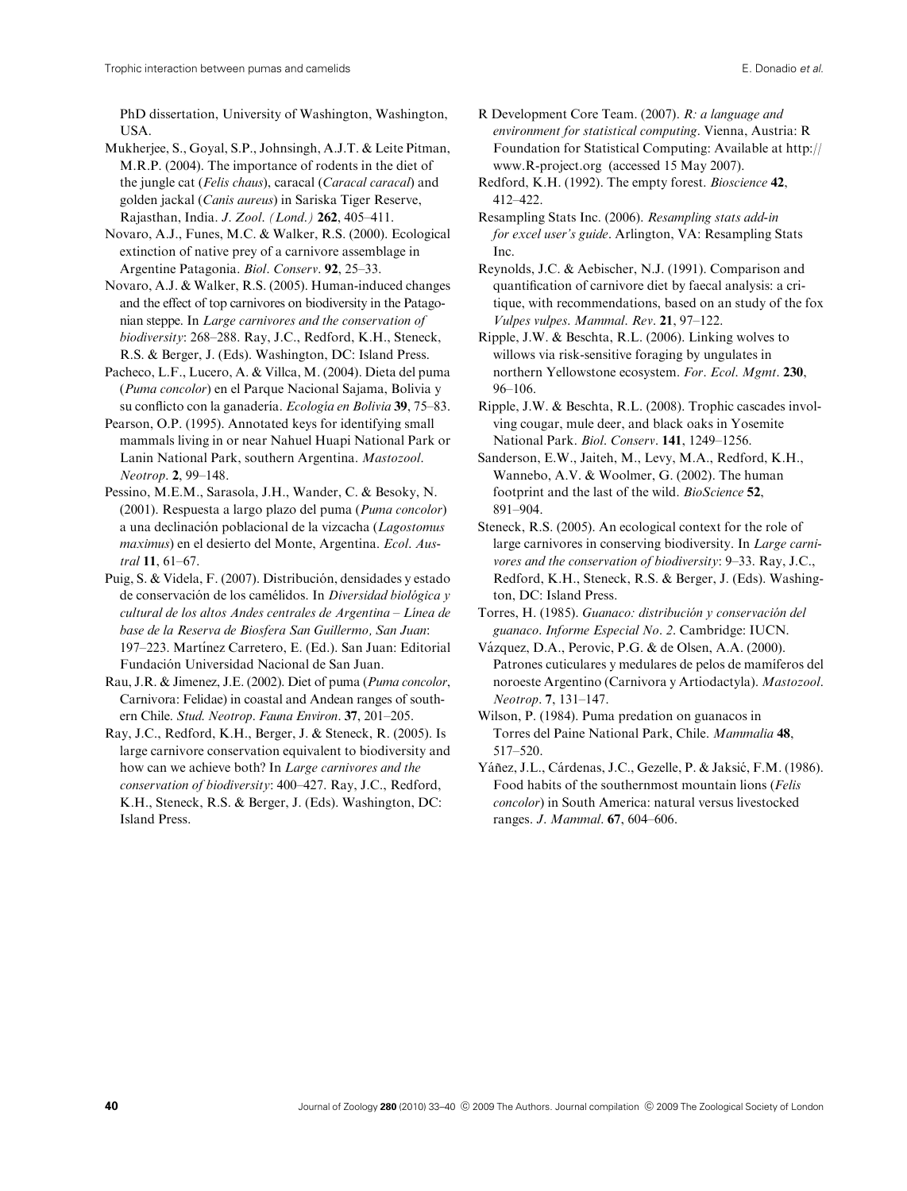PhD dissertation, University of Washington, Washington, USA.

Mukherjee, S., Goyal, S.P., Johnsingh, A.J.T. & Leite Pitman, M.R.P. (2004). The importance of rodents in the diet of the jungle cat (*Felis chaus*), caracal (*Caracal caracal*) and golden jackal (*Canis aureus*) in Sariska Tiger Reserve, Rajasthan, India. *J. Zool. (Lond.)* **262**, 405–411.

Novaro, A.J., Funes, M.C. & Walker, R.S. (2000). Ecological extinction of native prey of a carnivore assemblage in Argentine Patagonia. *Biol. Conserv.* **92**, 25–33.

Novaro, A.J. & Walker, R.S. (2005). Human-induced changes and the effect of top carnivores on biodiversity in the Patagonian steppe. In *Large carnivores and the conservation of biodiversity*: 268–288. Ray, J.C., Redford, K.H., Steneck, R.S. & Berger, J. (Eds). Washington, DC: Island Press.

Pacheco, L.F., Lucero, A. & Villca, M. (2004). Dieta del puma (*Puma concolor*) en el Parque Nacional Sajama, Bolivia y su conflicto con la ganadería. *Ecología en Bolivia* **39**, 75–83.

Pearson, O.P. (1995). Annotated keys for identifying small mammals living in or near Nahuel Huapi National Park or Lanin National Park, southern Argentina. *Mastozool. Neotrop.* **2**, 99–148.

Pessino, M.E.M., Sarasola, J.H., Wander, C. & Besoky, N. (2001). Respuesta a largo plazo del puma (*Puma concolor*) a una declinación poblacional de la vizcacha (*Lagostomus maximus*) en el desierto del Monte, Argentina. *Ecol. Austral* **11**, 61–67.

Puig, S. & Videla, F. (2007). Distribución, densidades y estado de conservación de los camélidos. In *Diversidad biológica y cultural de los altos Andes centrales de Argentina – Línea de base de la Reserva de Biosfera San Guillermo, San Juan*: 197–223. Martínez Carretero, E. (Ed.). San Juan: Editorial Fundación Universidad Nacional de San Juan.

Rau, J.R. & Jimenez, J.E. (2002). Diet of puma (*Puma concolor*, Carnivora: Felidae) in coastal and Andean ranges of southern Chile. *Stud. Neotrop. Fauna Environ.* **37**, 201–205.

Ray, J.C., Redford, K.H., Berger, J. & Steneck, R. (2005). Is large carnivore conservation equivalent to biodiversity and how can we achieve both? In *Large carnivores and the conservation of biodiversity*: 400–427. Ray, J.C., Redford, K.H., Steneck, R.S. & Berger, J. (Eds). Washington, DC: Island Press.

R Development Core Team. (2007). *R: a language and environment for statistical computing*. Vienna, Austria: R Foundation for Statistical Computing: Available at http://www.R-project.org (accessed 15 May 2007).

Redford, K.H. (1992). The empty forest. *Bioscience* **42**, 412–422.

Resampling Stats Inc. (2006). *Resampling stats add-in for excel user's guide*. Arlington, VA: Resampling Stats Inc.

Reynolds, J.C. & Aebischer, N.J. (1991). Comparison and quantification of carnivore diet by faecal analysis: a critique, with recommendations, based on an study of the fox *Vulpes vulpes*. *Mammal. Rev.* **21**, 97–122.

Ripple, J.W. & Beschta, R.L. (2006). Linking wolves to willows via risk-sensitive foraging by ungulates in northern Yellowstone ecosystem. *For. Ecol. Mgmt.* **230**, 96–106.

Ripple, J.W. & Beschta, R.L. (2008). Trophic cascades involving cougar, mule deer, and black oaks in Yosemite National Park. *Biol. Conserv.* **141**, 1249–1256.

Sanderson, E.W., Jaiteh, M., Levy, M.A., Redford, K.H., Wannebo, A.V. & Woolmer, G. (2002). The human footprint and the last of the wild. *BioScience* **52**, 891–904.

Steneck, R.S. (2005). An ecological context for the role of large carnivores in conserving biodiversity. In *Large carnivores and the conservation of biodiversity*: 9–33. Ray, J.C., Redford, K.H., Steneck, R.S. & Berger, J. (Eds). Washington, DC: Island Press.

Torres, H. (1985). *Guanaco: distribución y conservación del guanaco. Informe Especial No. 2*. Cambridge: IUCN.

Vázquez, D.A., Perovic, P.G. & de Olsen, A.A. (2000). Patrones cuticulares y medulares de pelos de mamíferos del noroeste Argentino (Carnivora y Artiodactyla). *Mastozool. Neotrop.* **7**, 131–147.

Wilson, P. (1984). Puma predation on guanacos in Torres del Paine National Park, Chile. *Mammalia* **48**, 517–520.

Yáñez, J.L., Cárdenas, J.C., Gezelle, P. & Jaksić, F.M. (1986). Food habits of the southernmost mountain lions (*Felis concolor*) in South America: natural versus livestocked ranges. *J. Mammal.* **67**, 604–606.